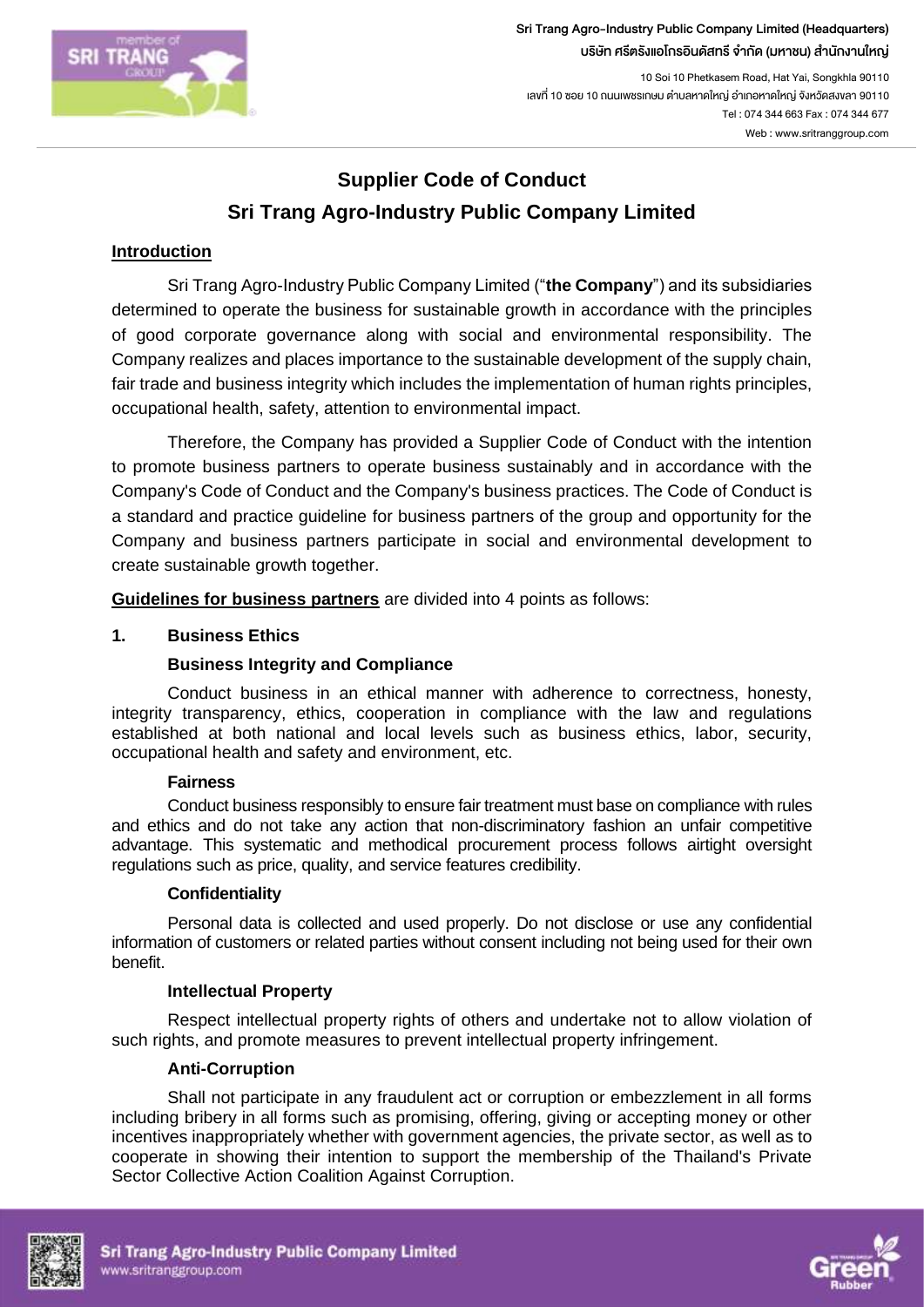# Supplier Code of Conduct
# Sri Trang Agro-Industry Public Company Limited

## Introduction

Sri Trang Agro-Industry Public Company Limited ("**the Company**") and its subsidiaries determined to operate the business for sustainable growth in accordance with the principles of good corporate governance along with social and environmental responsibility. The Company realizes and places importance to the sustainable development of the supply chain, fair trade and business integrity which includes the implementation of human rights principles, occupational health, safety, attention to environmental impact.

Therefore, the Company has provided a Supplier Code of Conduct with the intention to promote business partners to operate business sustainably and in accordance with the Company's Code of Conduct and the Company's business practices. The Code of Conduct is a standard and practice guideline for business partners of the group and opportunity for the Company and business partners participate in social and environmental development to create sustainable growth together.

**Guidelines for business partners** are divided into 4 points as follows:

**1. Business Ethics**

**Business Integrity and Compliance**

Conduct business in an ethical manner with adherence to correctness, honesty, integrity transparency, ethics, cooperation in compliance with the law and regulations established at both national and local levels such as business ethics, labor, security, occupational health and safety and environment, etc.

**Fairness**

Conduct business responsibly to ensure fair treatment must base on compliance with rules and ethics and do not take any action that non-discriminatory fashion an unfair competitive advantage. This systematic and methodical procurement process follows airtight oversight regulations such as price, quality, and service features credibility.

**Confidentiality**

Personal data is collected and used properly. Do not disclose or use any confidential information of customers or related parties without consent including not being used for their own benefit.

**Intellectual Property**

Respect intellectual property rights of others and undertake not to allow violation of such rights, and promote measures to prevent intellectual property infringement.

**Anti-Corruption**

Shall not participate in any fraudulent act or corruption or embezzlement in all forms including bribery in all forms such as promising, offering, giving or accepting money or other incentives inappropriately whether with government agencies, the private sector, as well as to cooperate in showing their intention to support the membership of the Thailand's Private Sector Collective Action Coalition Against Corruption.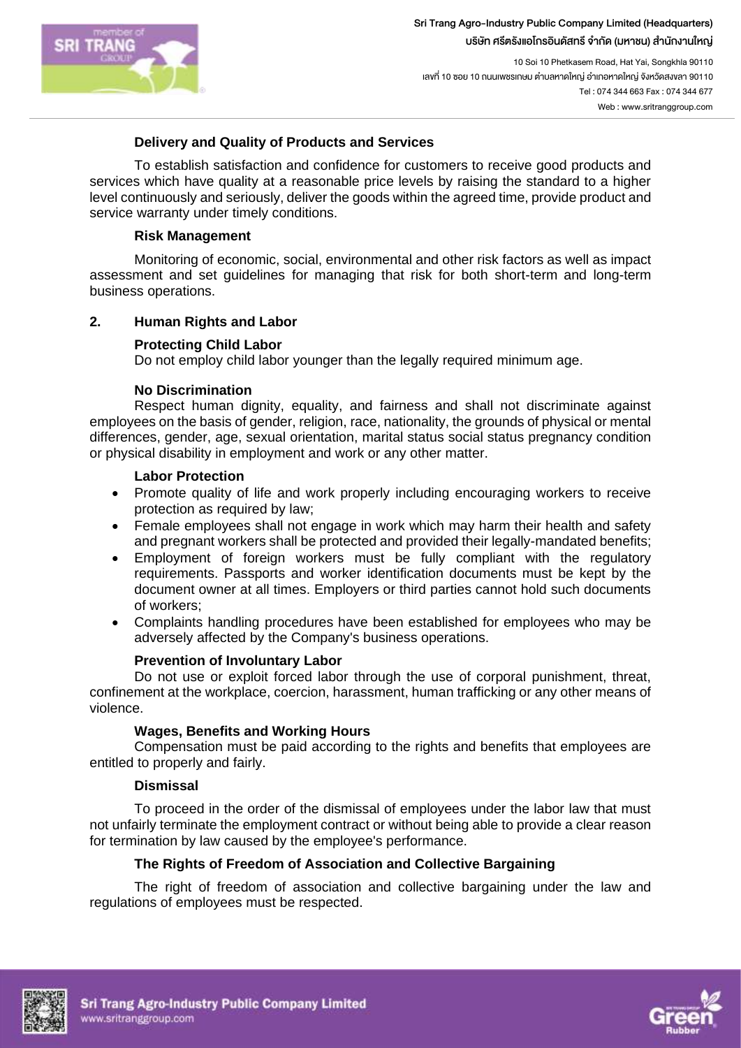**Delivery and Quality of Products and Services**

To establish satisfaction and confidence for customers to receive good products and services which have quality at a reasonable price levels by raising the standard to a higher level continuously and seriously, deliver the goods within the agreed time, provide product and service warranty under timely conditions.

**Risk Management**

Monitoring of economic, social, environmental and other risk factors as well as impact assessment and set guidelines for managing that risk for both short-term and long-term business operations.

## 2. Human Rights and Labor

**Protecting Child Labor**

Do not employ child labor younger than the legally required minimum age.

**No Discrimination**

Respect human dignity, equality, and fairness and shall not discriminate against employees on the basis of gender, religion, race, nationality, the grounds of physical or mental differences, gender, age, sexual orientation, marital status social status pregnancy condition or physical disability in employment and work or any other matter.

**Labor Protection**

- Promote quality of life and work properly including encouraging workers to receive protection as required by law;
- Female employees shall not engage in work which may harm their health and safety and pregnant workers shall be protected and provided their legally-mandated benefits;
- Employment of foreign workers must be fully compliant with the regulatory requirements. Passports and worker identification documents must be kept by the document owner at all times. Employers or third parties cannot hold such documents of workers;
- Complaints handling procedures have been established for employees who may be adversely affected by the Company's business operations.

**Prevention of Involuntary Labor**

Do not use or exploit forced labor through the use of corporal punishment, threat, confinement at the workplace, coercion, harassment, human trafficking or any other means of violence.

**Wages, Benefits and Working Hours**

Compensation must be paid according to the rights and benefits that employees are entitled to properly and fairly.

**Dismissal**

To proceed in the order of the dismissal of employees under the labor law that must not unfairly terminate the employment contract or without being able to provide a clear reason for termination by law caused by the employee's performance.

**The Rights of Freedom of Association and Collective Bargaining**

The right of freedom of association and collective bargaining under the law and regulations of employees must be respected.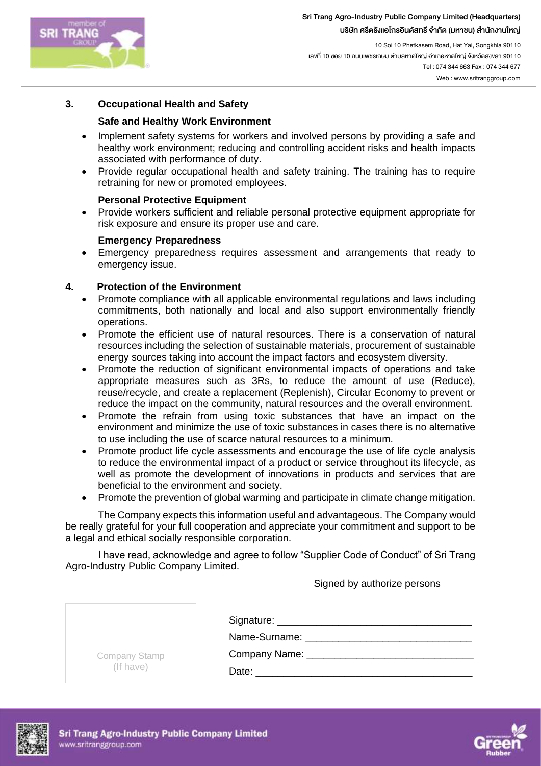## 3. Occupational Health and Safety

### Safe and Healthy Work Environment

- Implement safety systems for workers and involved persons by providing a safe and healthy work environment; reducing and controlling accident risks and health impacts associated with performance of duty.
- Provide regular occupational health and safety training. The training has to require retraining for new or promoted employees.

### Personal Protective Equipment

- Provide workers sufficient and reliable personal protective equipment appropriate for risk exposure and ensure its proper use and care.

### Emergency Preparedness

- Emergency preparedness requires assessment and arrangements that ready to emergency issue.

## 4. Protection of the Environment

- Promote compliance with all applicable environmental regulations and laws including commitments, both nationally and local and also support environmentally friendly operations.
- Promote the efficient use of natural resources. There is a conservation of natural resources including the selection of sustainable materials, procurement of sustainable energy sources taking into account the impact factors and ecosystem diversity.
- Promote the reduction of significant environmental impacts of operations and take appropriate measures such as 3Rs, to reduce the amount of use (Reduce), reuse/recycle, and create a replacement (Replenish), Circular Economy to prevent or reduce the impact on the community, natural resources and the overall environment.
- Promote the refrain from using toxic substances that have an impact on the environment and minimize the use of toxic substances in cases there is no alternative to use including the use of scarce natural resources to a minimum.
- Promote product life cycle assessments and encourage the use of life cycle analysis to reduce the environmental impact of a product or service throughout its lifecycle, as well as promote the development of innovations in products and services that are beneficial to the environment and society.
- Promote the prevention of global warming and participate in climate change mitigation.

The Company expects this information useful and advantageous. The Company would be really grateful for your full cooperation and appreciate your commitment and support to be a legal and ethical socially responsible corporation.

I have read, acknowledge and agree to follow "Supplier Code of Conduct" of Sri Trang Agro-Industry Public Company Limited.

Signed by authorize persons

Company Stamp
(If have)

Signature: ___________________________________

Name-Surname: ______________________________

Company Name: ______________________________

Date: ______________________________________